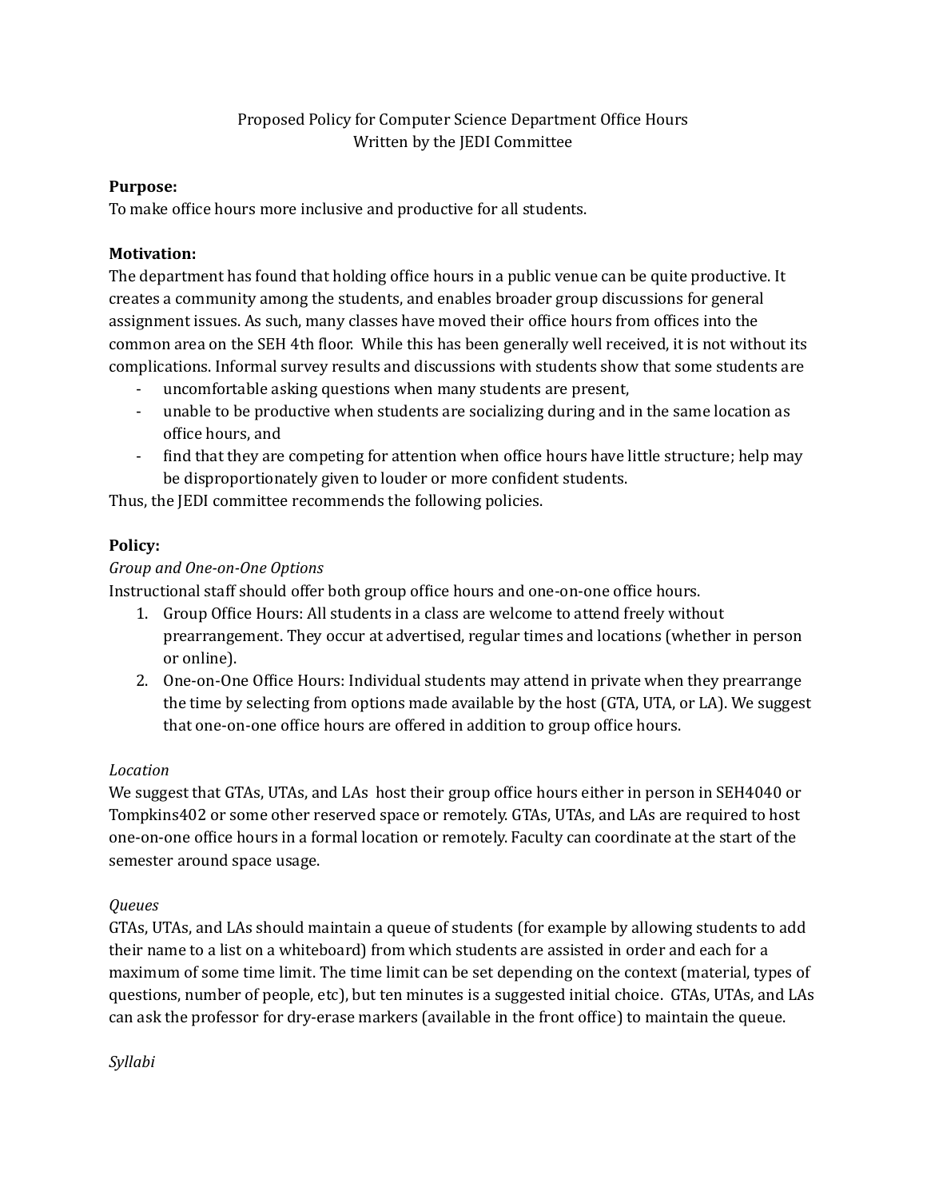Proposed Policy for Computer Science Department Office Hours
Written by the JEDI Committee

**Purpose:**
To make office hours more inclusive and productive for all students.

**Motivation:**
The department has found that holding office hours in a public venue can be quite productive. It creates a community among the students, and enables broader group discussions for general assignment issues. As such, many classes have moved their office hours from offices into the common area on the SEH 4th floor. While this has been generally well received, it is not without its complications. Informal survey results and discussions with students show that some students are

- uncomfortable asking questions when many students are present,
- unable to be productive when students are socializing during and in the same location as office hours, and
- find that they are competing for attention when office hours have little structure; help may be disproportionately given to louder or more confident students.

Thus, the JEDI committee recommends the following policies.

**Policy:**

*Group and One-on-One Options*
Instructional staff should offer both group office hours and one-on-one office hours.

1. Group Office Hours: All students in a class are welcome to attend freely without prearrangement. They occur at advertised, regular times and locations (whether in person or online).
2. One-on-One Office Hours: Individual students may attend in private when they prearrange the time by selecting from options made available by the host (GTA, UTA, or LA). We suggest that one-on-one office hours are offered in addition to group office hours.

*Location*
We suggest that GTAs, UTAs, and LAs host their group office hours either in person in SEH4040 or Tompkins402 or some other reserved space or remotely. GTAs, UTAs, and LAs are required to host one-on-one office hours in a formal location or remotely. Faculty can coordinate at the start of the semester around space usage.

*Queues*
GTAs, UTAs, and LAs should maintain a queue of students (for example by allowing students to add their name to a list on a whiteboard) from which students are assisted in order and each for a maximum of some time limit. The time limit can be set depending on the context (material, types of questions, number of people, etc), but ten minutes is a suggested initial choice. GTAs, UTAs, and LAs can ask the professor for dry-erase markers (available in the front office) to maintain the queue.

*Syllabi*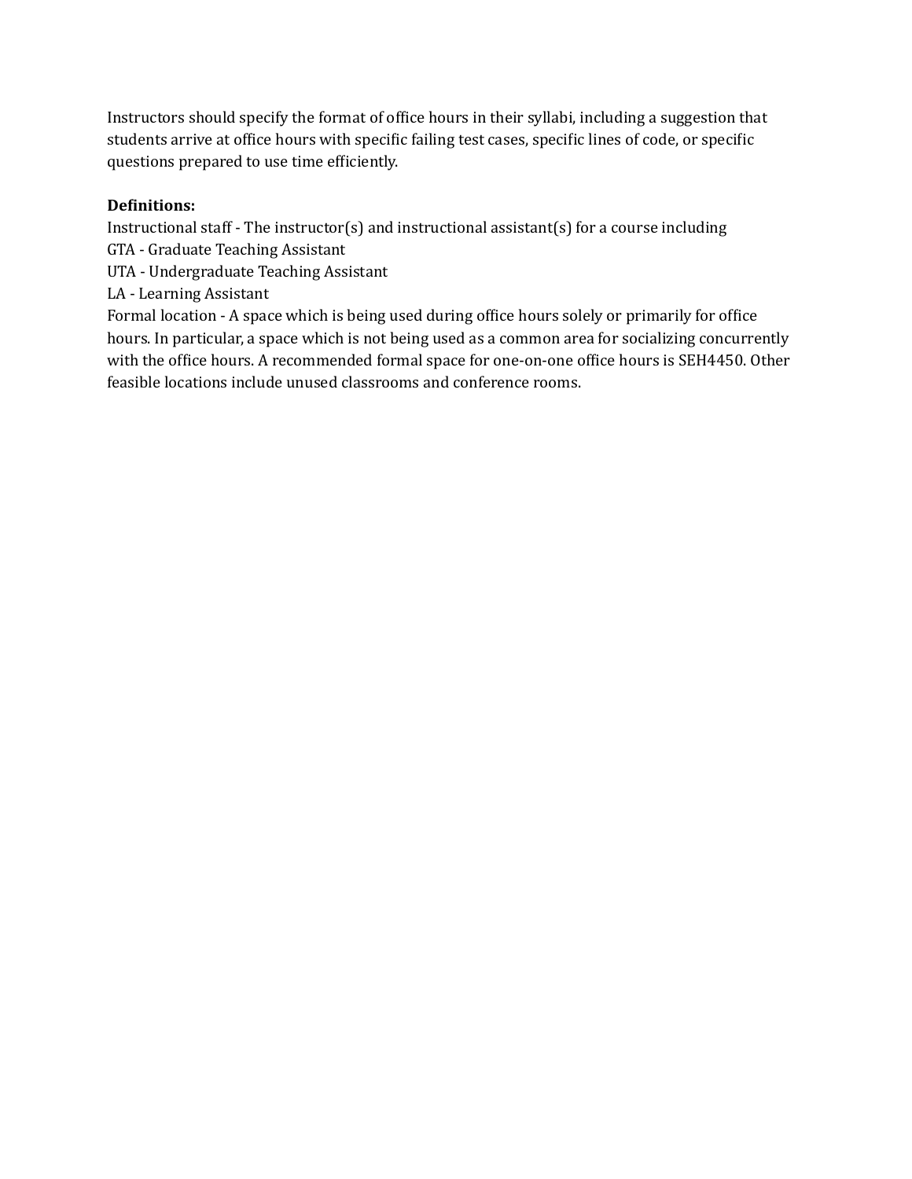Instructors should specify the format of office hours in their syllabi, including a suggestion that students arrive at office hours with specific failing test cases, specific lines of code, or specific questions prepared to use time efficiently.

**Definitions:**

Instructional staff - The instructor(s) and instructional assistant(s) for a course including

GTA - Graduate Teaching Assistant

UTA - Undergraduate Teaching Assistant

LA - Learning Assistant

Formal location - A space which is being used during office hours solely or primarily for office hours. In particular, a space which is not being used as a common area for socializing concurrently with the office hours. A recommended formal space for one-on-one office hours is SEH4450. Other feasible locations include unused classrooms and conference rooms.